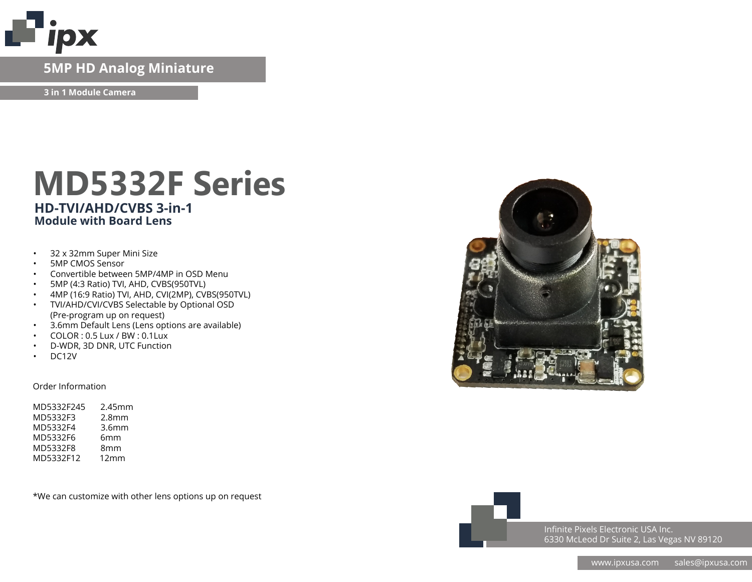# 5MP HD Analog Miniature

**3 in 1 Module Camera**

# MD5332F Series

## HD-TVI/AHD/CVBS 3-in-1 Module with Board Lens

- 32 x 32mm Super Mini Size
- 5MP CMOS Sensor
- Convertible between 5MP/4MP in OSD Menu
- 5MP (4:3 Ratio) TVI, AHD, CVBS(950TVL)
- 4MP (16:9 Ratio) TVI, AHD, CVI(2MP), CVBS(950TVL)
- TVI/AHD/CVI/CVBS Selectable by Optional OSD (Pre-program up on request)
- 3.6mm Default Lens (Lens options are available)
- COLOR : 0.5 Lux / BW : 0.1Lux
- D-WDR, 3D DNR, UTC Function
- DC12V

Order Information

| | |
|---|---|
| MD5332F245 | 2.45mm |
| MD5332F3 | 2.8mm |
| MD5332F4 | 3.6mm |
| MD5332F6 | 6mm |
| MD5332F8 | 8mm |
| MD5332F12 | 12mm |

*We can customize with other lens options up on request

Infinite Pixels Electronic USA Inc.
6330 McLeod Dr Suite 2, Las Vegas NV 89120

www.ipxusa.com sales@ipxusa.com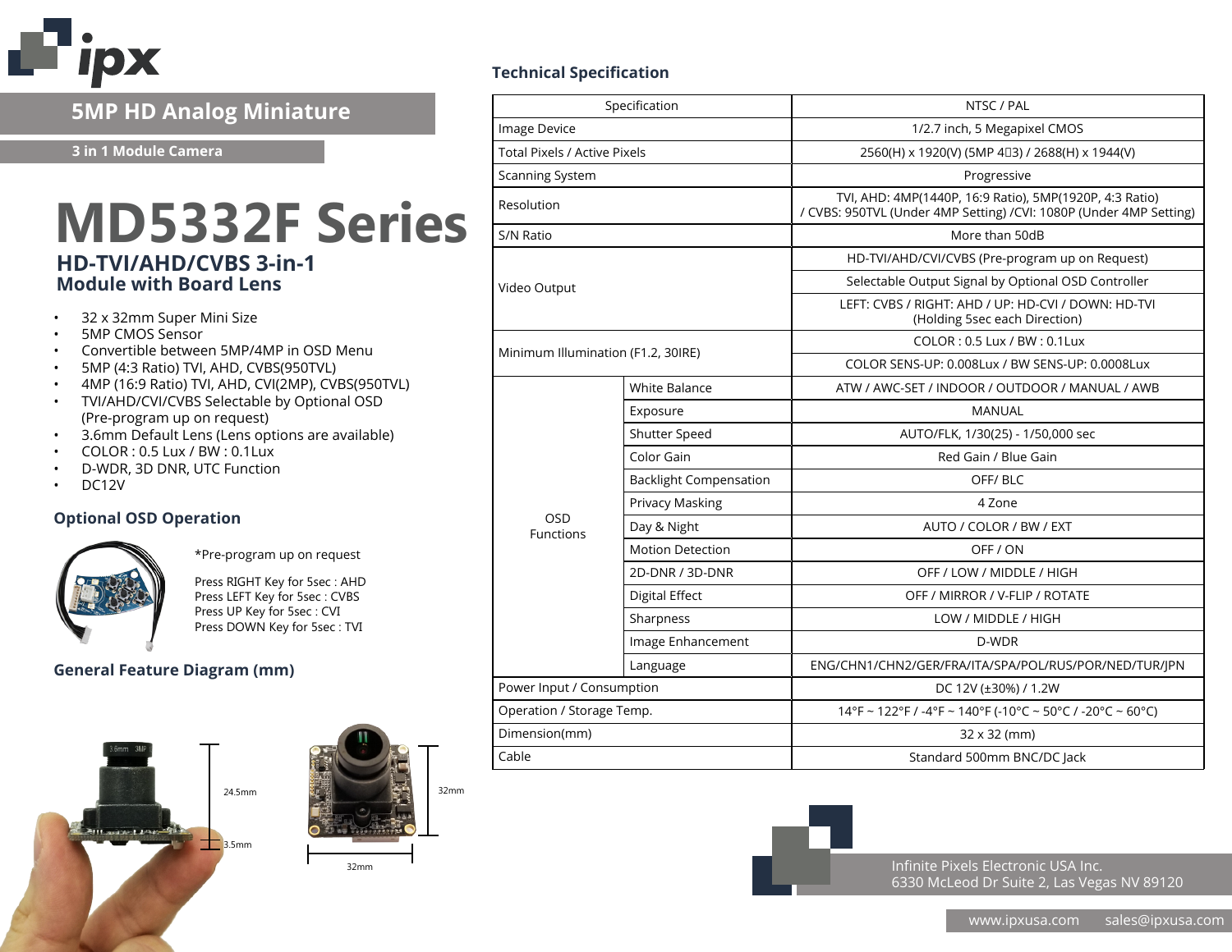# 5MP HD Analog Miniature

**3 in 1 Module Camera**

# MD5332F Series

## HD-TVI/AHD/CVBS 3-in-1 Module with Board Lens

- 32 x 32mm Super Mini Size
- 5MP CMOS Sensor
- Convertible between 5MP/4MP in OSD Menu
- 5MP (4:3 Ratio) TVI, AHD, CVBS(950TVL)
- 4MP (16:9 Ratio) TVI, AHD, CVI(2MP), CVBS(950TVL)
- TVI/AHD/CVI/CVBS Selectable by Optional OSD (Pre-program up on request)
- 3.6mm Default Lens (Lens options are available)
- COLOR : 0.5 Lux / BW : 0.1Lux
- D-WDR, 3D DNR, UTC Function
- DC12V

### Optional OSD Operation

*Pre-program up on request

Press RIGHT Key for 5sec : AHD
Press LEFT Key for 5sec : CVBS
Press UP Key for 5sec : CVI
Press DOWN Key for 5sec : TVI

### General Feature Diagram (mm)

24.5mm
3.5mm
32mm
32mm

### Technical Specification

| Specification | | NTSC / PAL |
|---|---|---|
| Image Device | | 1/2.7 inch, 5 Megapixel CMOS |
| Total Pixels / Active Pixels | | 2560(H) x 1920(V) (5MP 4:3) / 2688(H) x 1944(V) |
| Scanning System | | Progressive |
| Resolution | | TVI, AHD: 4MP(1440P, 16:9 Ratio), 5MP(1920P, 4:3 Ratio) / CVBS: 950TVL (Under 4MP Setting) /CVI: 1080P (Under 4MP Setting) |
| S/N Ratio | | More than 50dB |
| Video Output | | HD-TVI/AHD/CVI/CVBS (Pre-program up on Request) |
| | | Selectable Output Signal by Optional OSD Controller |
| | | LEFT: CVBS / RIGHT: AHD / UP: HD-CVI / DOWN: HD-TVI (Holding 5sec each Direction) |
| Minimum Illumination (F1.2, 30IRE) | | COLOR : 0.5 Lux / BW : 0.1Lux |
| | | COLOR SENS-UP: 0.008Lux / BW SENS-UP: 0.0008Lux |
| OSD Functions | White Balance | ATW / AWC-SET / INDOOR / OUTDOOR / MANUAL / AWB |
| | Exposure | MANUAL |
| | Shutter Speed | AUTO/FLK, 1/30(25) - 1/50,000 sec |
| | Color Gain | Red Gain / Blue Gain |
| | Backlight Compensation | OFF/ BLC |
| | Privacy Masking | 4 Zone |
| | Day & Night | AUTO / COLOR / BW / EXT |
| | Motion Detection | OFF / ON |
| | 2D-DNR / 3D-DNR | OFF / LOW / MIDDLE / HIGH |
| | Digital Effect | OFF / MIRROR / V-FLIP / ROTATE |
| | Sharpness | LOW / MIDDLE / HIGH |
| | Image Enhancement | D-WDR |
| | Language | ENG/CHN1/CHN2/GER/FRA/ITA/SPA/POL/RUS/POR/NED/TUR/JPN |
| Power Input / Consumption | | DC 12V (±30%) / 1.2W |
| Operation / Storage Temp. | | 14°F ~ 122°F / -4°F ~ 140°F (-10°C ~ 50°C / -20°C ~ 60°C) |
| Dimension(mm) | | 32 x 32 (mm) |
| Cable | | Standard 500mm BNC/DC Jack |

Infinite Pixels Electronic USA Inc.
6330 McLeod Dr Suite 2, Las Vegas NV 89120

www.ipxusa.com sales@ipxusa.com